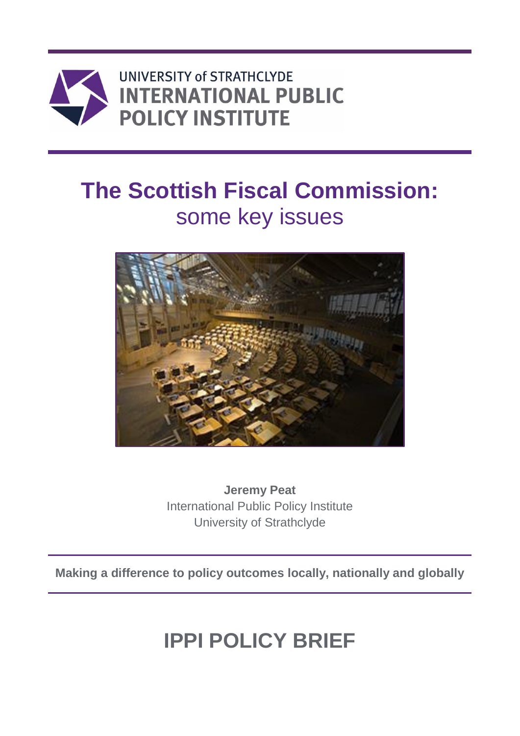UNIVERSITY of STRATHCLYDE
INTERNATIONAL PUBLIC POLICY INSTITUTE

# The Scottish Fiscal Commission: some key issues

**Jeremy Peat**
International Public Policy Institute
University of Strathclyde

**Making a difference to policy outcomes locally, nationally and globally**

## IPPI POLICY BRIEF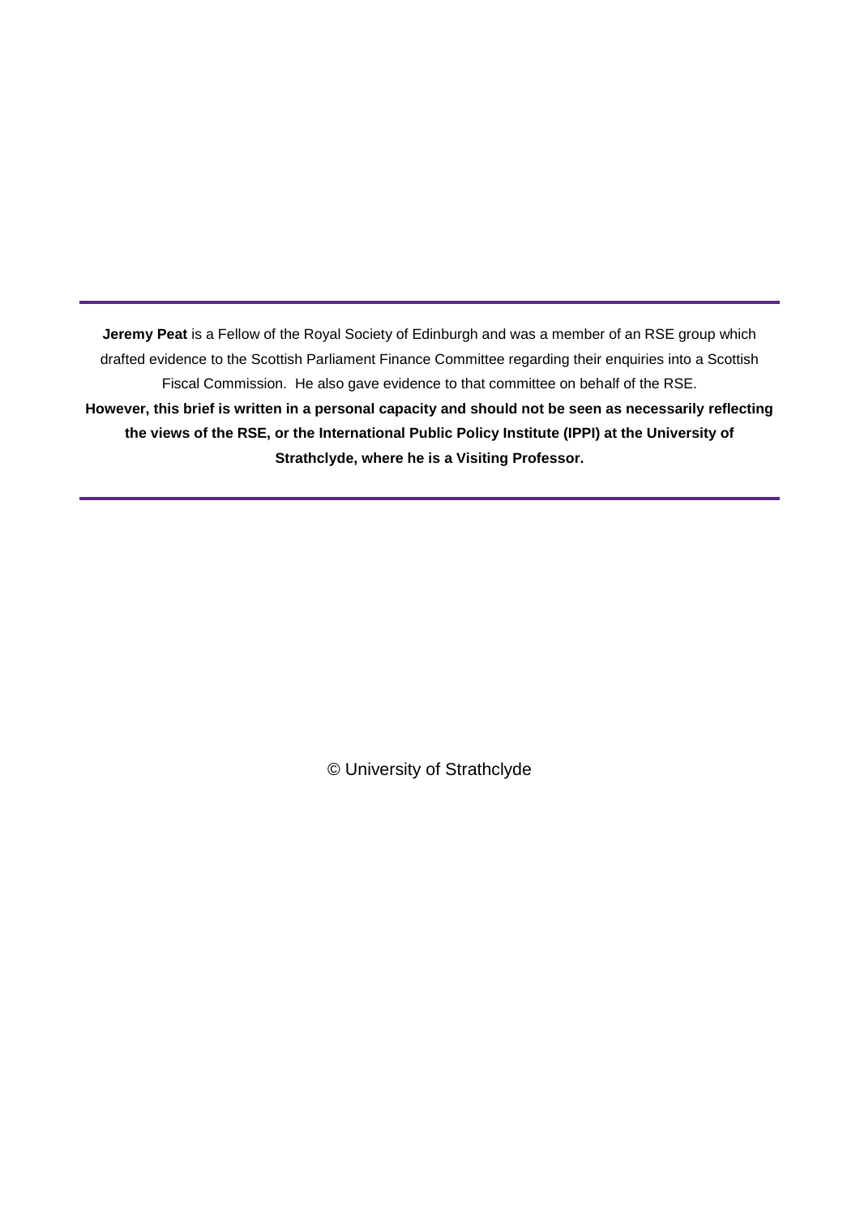---

**Jeremy Peat** is a Fellow of the Royal Society of Edinburgh and was a member of an RSE group which drafted evidence to the Scottish Parliament Finance Committee regarding their enquiries into a Scottish Fiscal Commission. He also gave evidence to that committee on behalf of the RSE.

**However, this brief is written in a personal capacity and should not be seen as necessarily reflecting the views of the RSE, or the International Public Policy Institute (IPPI) at the University of Strathclyde, where he is a Visiting Professor.**

---

© University of Strathclyde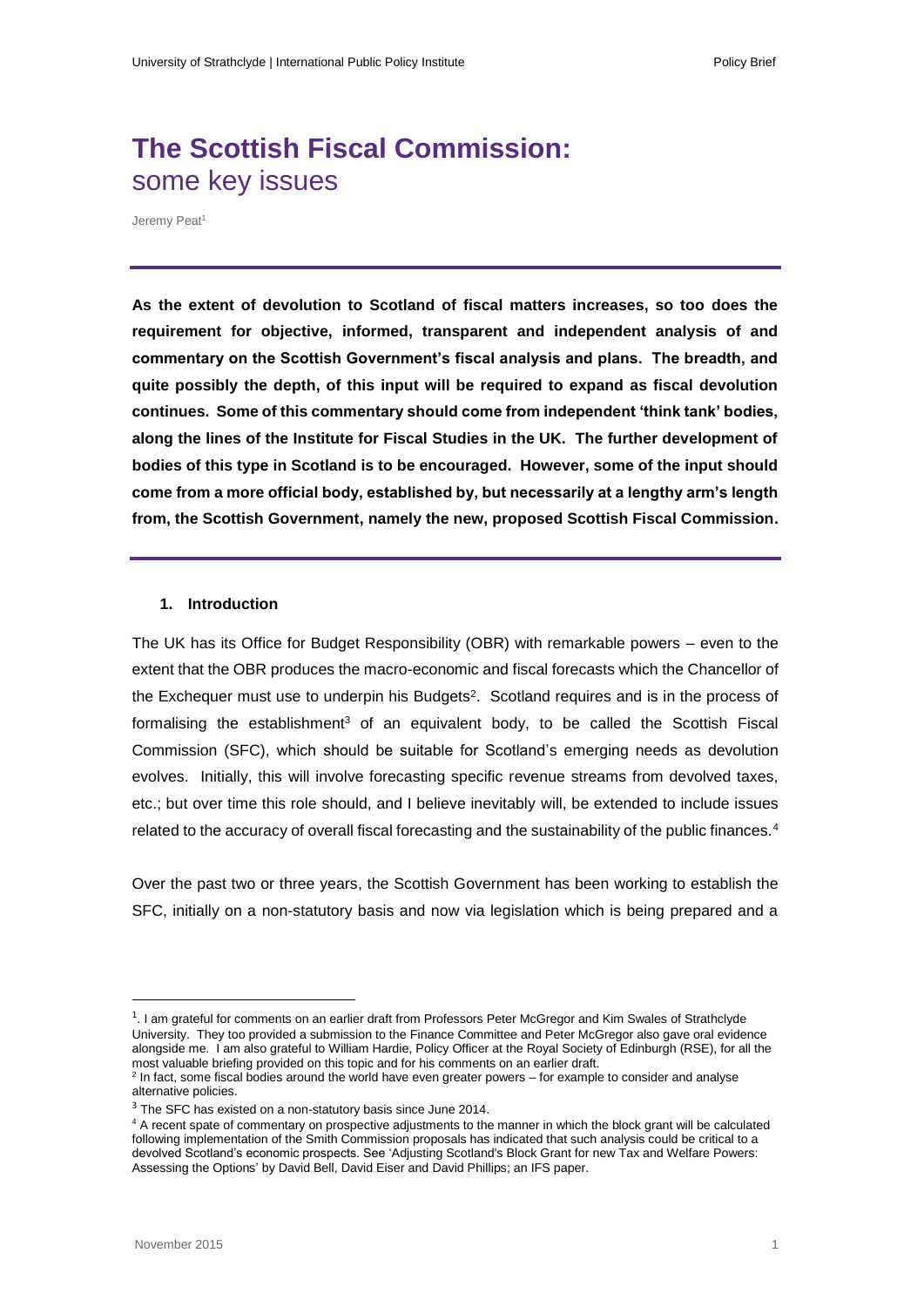# The Scottish Fiscal Commission: some key issues

Jeremy Peat[1]

**As the extent of devolution to Scotland of fiscal matters increases, so too does the requirement for objective, informed, transparent and independent analysis of and commentary on the Scottish Government's fiscal analysis and plans. The breadth, and quite possibly the depth, of this input will be required to expand as fiscal devolution continues. Some of this commentary should come from independent 'think tank' bodies, along the lines of the Institute for Fiscal Studies in the UK. The further development of bodies of this type in Scotland is to be encouraged. However, some of the input should come from a more official body, established by, but necessarily at a lengthy arm's length from, the Scottish Government, namely the new, proposed Scottish Fiscal Commission.**

## 1. Introduction

The UK has its Office for Budget Responsibility (OBR) with remarkable powers – even to the extent that the OBR produces the macro-economic and fiscal forecasts which the Chancellor of the Exchequer must use to underpin his Budgets[2]. Scotland requires and is in the process of formalising the establishment[3] of an equivalent body, to be called the Scottish Fiscal Commission (SFC), which should be suitable for Scotland's emerging needs as devolution evolves. Initially, this will involve forecasting specific revenue streams from devolved taxes, etc.; but over time this role should, and I believe inevitably will, be extended to include issues related to the accuracy of overall fiscal forecasting and the sustainability of the public finances.[4]

Over the past two or three years, the Scottish Government has been working to establish the SFC, initially on a non-statutory basis and now via legislation which is being prepared and a

---

[1]. I am grateful for comments on an earlier draft from Professors Peter McGregor and Kim Swales of Strathclyde University. They too provided a submission to the Finance Committee and Peter McGregor also gave oral evidence alongside me. I am also grateful to William Hardie, Policy Officer at the Royal Society of Edinburgh (RSE), for all the most valuable briefing provided on this topic and for his comments on an earlier draft.

[2] In fact, some fiscal bodies around the world have even greater powers – for example to consider and analyse alternative policies.

[3] The SFC has existed on a non-statutory basis since June 2014.

[4] A recent spate of commentary on prospective adjustments to the manner in which the block grant will be calculated following implementation of the Smith Commission proposals has indicated that such analysis could be critical to a devolved Scotland's economic prospects. See 'Adjusting Scotland's Block Grant for new Tax and Welfare Powers: Assessing the Options' by David Bell, David Eiser and David Phillips; an IFS paper.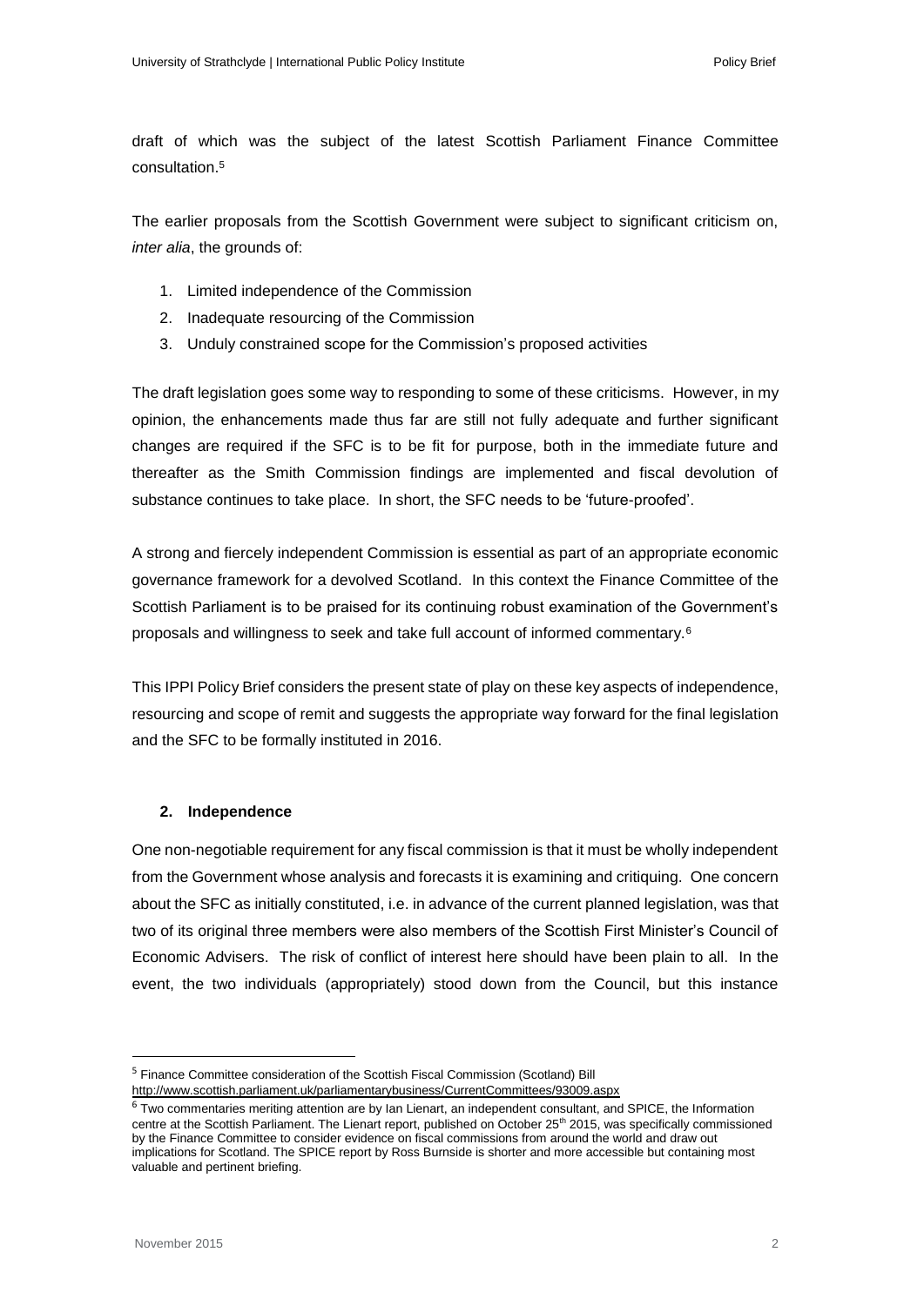draft of which was the subject of the latest Scottish Parliament Finance Committee consultation.[5]

The earlier proposals from the Scottish Government were subject to significant criticism on, *inter alia*, the grounds of:

1. Limited independence of the Commission
2. Inadequate resourcing of the Commission
3. Unduly constrained scope for the Commission's proposed activities

The draft legislation goes some way to responding to some of these criticisms. However, in my opinion, the enhancements made thus far are still not fully adequate and further significant changes are required if the SFC is to be fit for purpose, both in the immediate future and thereafter as the Smith Commission findings are implemented and fiscal devolution of substance continues to take place. In short, the SFC needs to be 'future-proofed'.

A strong and fiercely independent Commission is essential as part of an appropriate economic governance framework for a devolved Scotland. In this context the Finance Committee of the Scottish Parliament is to be praised for its continuing robust examination of the Government's proposals and willingness to seek and take full account of informed commentary.[6]

This IPPI Policy Brief considers the present state of play on these key aspects of independence, resourcing and scope of remit and suggests the appropriate way forward for the final legislation and the SFC to be formally instituted in 2016.

## 2. Independence

One non-negotiable requirement for any fiscal commission is that it must be wholly independent from the Government whose analysis and forecasts it is examining and critiquing. One concern about the SFC as initially constituted, i.e. in advance of the current planned legislation, was that two of its original three members were also members of the Scottish First Minister's Council of Economic Advisers. The risk of conflict of interest here should have been plain to all. In the event, the two individuals (appropriately) stood down from the Council, but this instance

---

[5] Finance Committee consideration of the Scottish Fiscal Commission (Scotland) Bill http://www.scottish.parliament.uk/parliamentarybusiness/CurrentCommittees/93009.aspx

[6] Two commentaries meriting attention are by Ian Lienart, an independent consultant, and SPICE, the Information centre at the Scottish Parliament. The Lienart report, published on October 25th 2015, was specifically commissioned by the Finance Committee to consider evidence on fiscal commissions from around the world and draw out implications for Scotland. The SPICE report by Ross Burnside is shorter and more accessible but containing most valuable and pertinent briefing.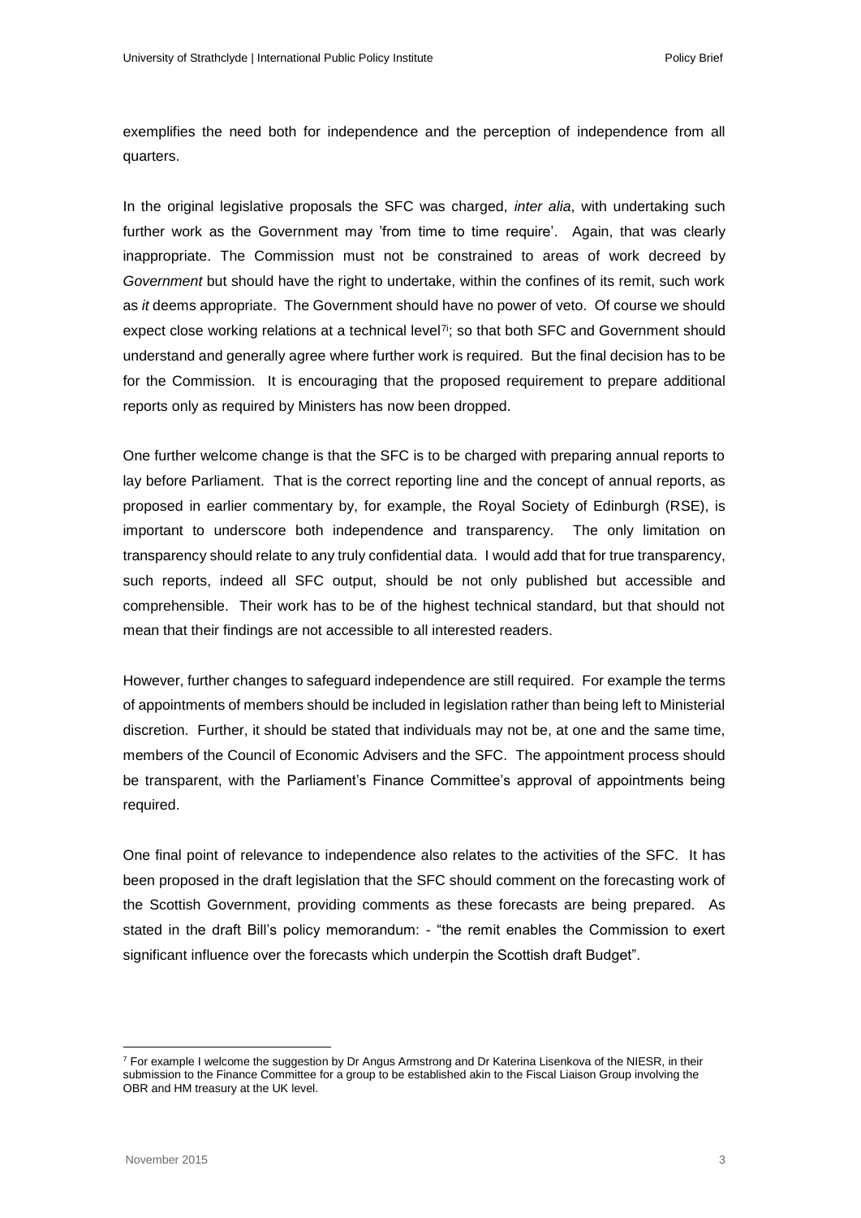exemplifies the need both for independence and the perception of independence from all quarters.

In the original legislative proposals the SFC was charged, *inter alia*, with undertaking such further work as the Government may 'from time to time require'. Again, that was clearly inappropriate. The Commission must not be constrained to areas of work decreed by *Government* but should have the right to undertake, within the confines of its remit, such work as *it* deems appropriate. The Government should have no power of veto. Of course we should expect close working relations at a technical level[7]; so that both SFC and Government should understand and generally agree where further work is required. But the final decision has to be for the Commission. It is encouraging that the proposed requirement to prepare additional reports only as required by Ministers has now been dropped.

One further welcome change is that the SFC is to be charged with preparing annual reports to lay before Parliament. That is the correct reporting line and the concept of annual reports, as proposed in earlier commentary by, for example, the Royal Society of Edinburgh (RSE), is important to underscore both independence and transparency. The only limitation on transparency should relate to any truly confidential data. I would add that for true transparency, such reports, indeed all SFC output, should be not only published but accessible and comprehensible. Their work has to be of the highest technical standard, but that should not mean that their findings are not accessible to all interested readers.

However, further changes to safeguard independence are still required. For example the terms of appointments of members should be included in legislation rather than being left to Ministerial discretion. Further, it should be stated that individuals may not be, at one and the same time, members of the Council of Economic Advisers and the SFC. The appointment process should be transparent, with the Parliament's Finance Committee's approval of appointments being required.

One final point of relevance to independence also relates to the activities of the SFC. It has been proposed in the draft legislation that the SFC should comment on the forecasting work of the Scottish Government, providing comments as these forecasts are being prepared. As stated in the draft Bill's policy memorandum: - "the remit enables the Commission to exert significant influence over the forecasts which underpin the Scottish draft Budget".

---

[7] For example I welcome the suggestion by Dr Angus Armstrong and Dr Katerina Lisenkova of the NIESR, in their submission to the Finance Committee for a group to be established akin to the Fiscal Liaison Group involving the OBR and HM treasury at the UK level.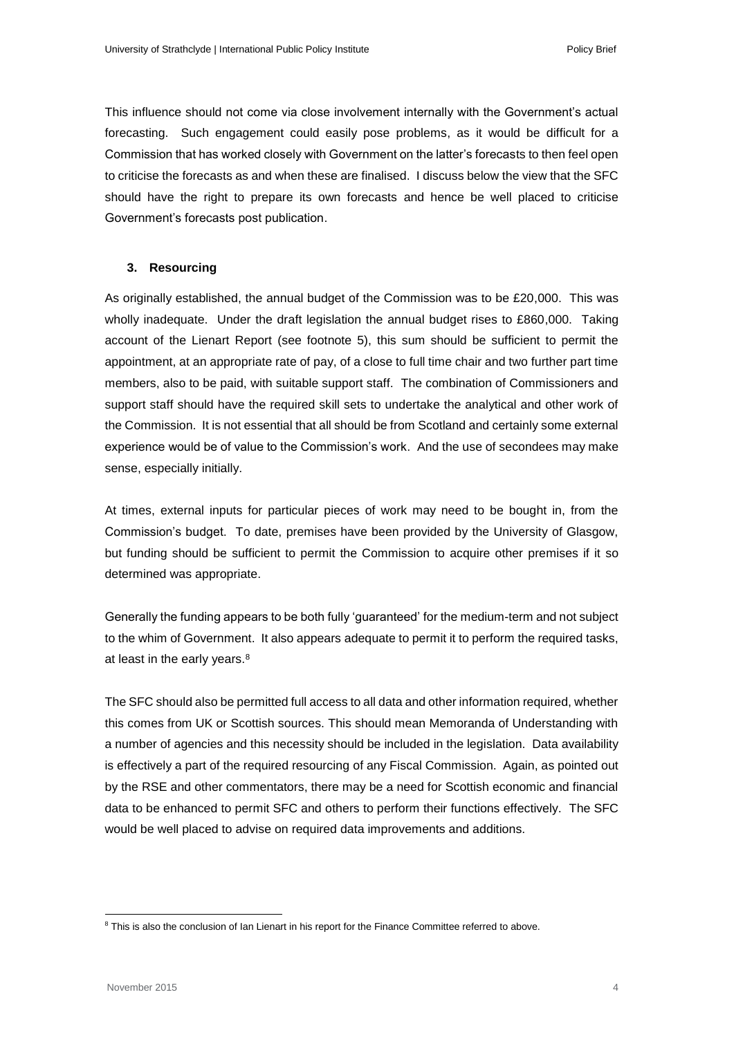This influence should not come via close involvement internally with the Government's actual forecasting. Such engagement could easily pose problems, as it would be difficult for a Commission that has worked closely with Government on the latter's forecasts to then feel open to criticise the forecasts as and when these are finalised. I discuss below the view that the SFC should have the right to prepare its own forecasts and hence be well placed to criticise Government's forecasts post publication.

### 3. Resourcing

As originally established, the annual budget of the Commission was to be £20,000. This was wholly inadequate. Under the draft legislation the annual budget rises to £860,000. Taking account of the Lienart Report (see footnote 5), this sum should be sufficient to permit the appointment, at an appropriate rate of pay, of a close to full time chair and two further part time members, also to be paid, with suitable support staff. The combination of Commissioners and support staff should have the required skill sets to undertake the analytical and other work of the Commission. It is not essential that all should be from Scotland and certainly some external experience would be of value to the Commission's work. And the use of secondees may make sense, especially initially.

At times, external inputs for particular pieces of work may need to be bought in, from the Commission's budget. To date, premises have been provided by the University of Glasgow, but funding should be sufficient to permit the Commission to acquire other premises if it so determined was appropriate.

Generally the funding appears to be both fully 'guaranteed' for the medium-term and not subject to the whim of Government. It also appears adequate to permit it to perform the required tasks, at least in the early years.[8]

The SFC should also be permitted full access to all data and other information required, whether this comes from UK or Scottish sources. This should mean Memoranda of Understanding with a number of agencies and this necessity should be included in the legislation. Data availability is effectively a part of the required resourcing of any Fiscal Commission. Again, as pointed out by the RSE and other commentators, there may be a need for Scottish economic and financial data to be enhanced to permit SFC and others to perform their functions effectively. The SFC would be well placed to advise on required data improvements and additions.

---

[8] This is also the conclusion of Ian Lienart in his report for the Finance Committee referred to above.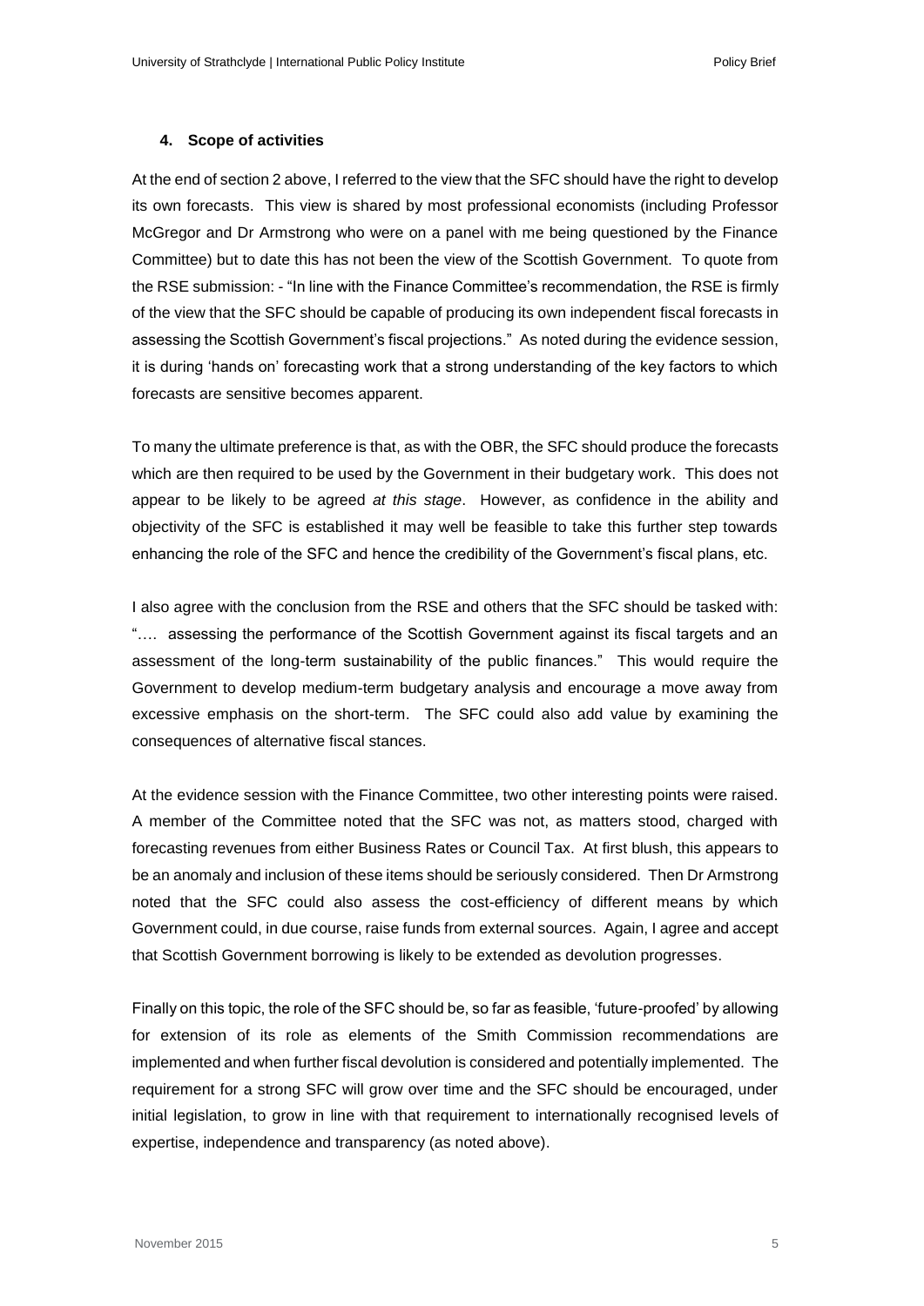#### 4. Scope of activities

At the end of section 2 above, I referred to the view that the SFC should have the right to develop its own forecasts. This view is shared by most professional economists (including Professor McGregor and Dr Armstrong who were on a panel with me being questioned by the Finance Committee) but to date this has not been the view of the Scottish Government. To quote from the RSE submission: - "In line with the Finance Committee's recommendation, the RSE is firmly of the view that the SFC should be capable of producing its own independent fiscal forecasts in assessing the Scottish Government's fiscal projections." As noted during the evidence session, it is during 'hands on' forecasting work that a strong understanding of the key factors to which forecasts are sensitive becomes apparent.

To many the ultimate preference is that, as with the OBR, the SFC should produce the forecasts which are then required to be used by the Government in their budgetary work. This does not appear to be likely to be agreed *at this stage*. However, as confidence in the ability and objectivity of the SFC is established it may well be feasible to take this further step towards enhancing the role of the SFC and hence the credibility of the Government's fiscal plans, etc.

I also agree with the conclusion from the RSE and others that the SFC should be tasked with: "…. assessing the performance of the Scottish Government against its fiscal targets and an assessment of the long-term sustainability of the public finances." This would require the Government to develop medium-term budgetary analysis and encourage a move away from excessive emphasis on the short-term. The SFC could also add value by examining the consequences of alternative fiscal stances.

At the evidence session with the Finance Committee, two other interesting points were raised. A member of the Committee noted that the SFC was not, as matters stood, charged with forecasting revenues from either Business Rates or Council Tax. At first blush, this appears to be an anomaly and inclusion of these items should be seriously considered. Then Dr Armstrong noted that the SFC could also assess the cost-efficiency of different means by which Government could, in due course, raise funds from external sources. Again, I agree and accept that Scottish Government borrowing is likely to be extended as devolution progresses.

Finally on this topic, the role of the SFC should be, so far as feasible, 'future-proofed' by allowing for extension of its role as elements of the Smith Commission recommendations are implemented and when further fiscal devolution is considered and potentially implemented. The requirement for a strong SFC will grow over time and the SFC should be encouraged, under initial legislation, to grow in line with that requirement to internationally recognised levels of expertise, independence and transparency (as noted above).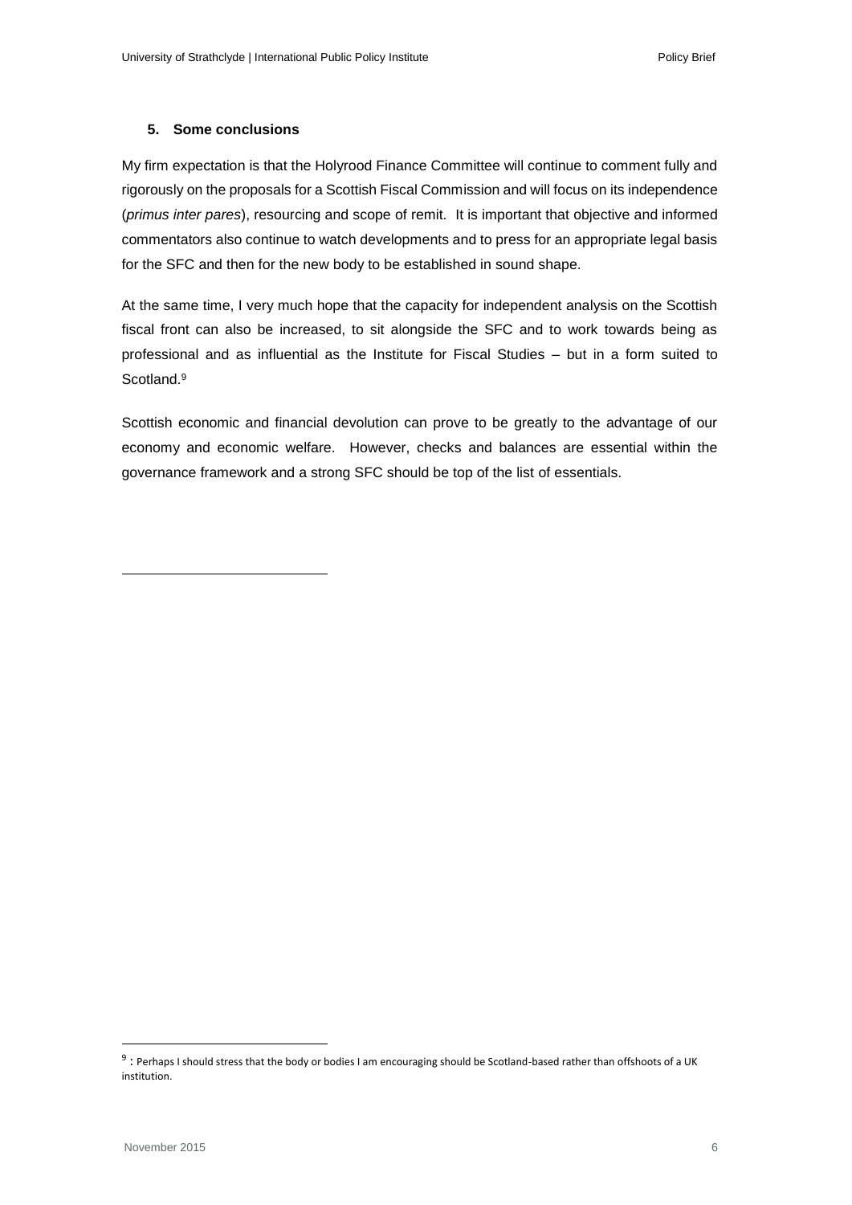## 5. Some conclusions

My firm expectation is that the Holyrood Finance Committee will continue to comment fully and rigorously on the proposals for a Scottish Fiscal Commission and will focus on its independence (*primus inter pares*), resourcing and scope of remit. It is important that objective and informed commentators also continue to watch developments and to press for an appropriate legal basis for the SFC and then for the new body to be established in sound shape.

At the same time, I very much hope that the capacity for independent analysis on the Scottish fiscal front can also be increased, to sit alongside the SFC and to work towards being as professional and as influential as the Institute for Fiscal Studies – but in a form suited to Scotland.[9]

Scottish economic and financial devolution can prove to be greatly to the advantage of our economy and economic welfare. However, checks and balances are essential within the governance framework and a strong SFC should be top of the list of essentials.

---

[9] : Perhaps I should stress that the body or bodies I am encouraging should be Scotland-based rather than offshoots of a UK institution.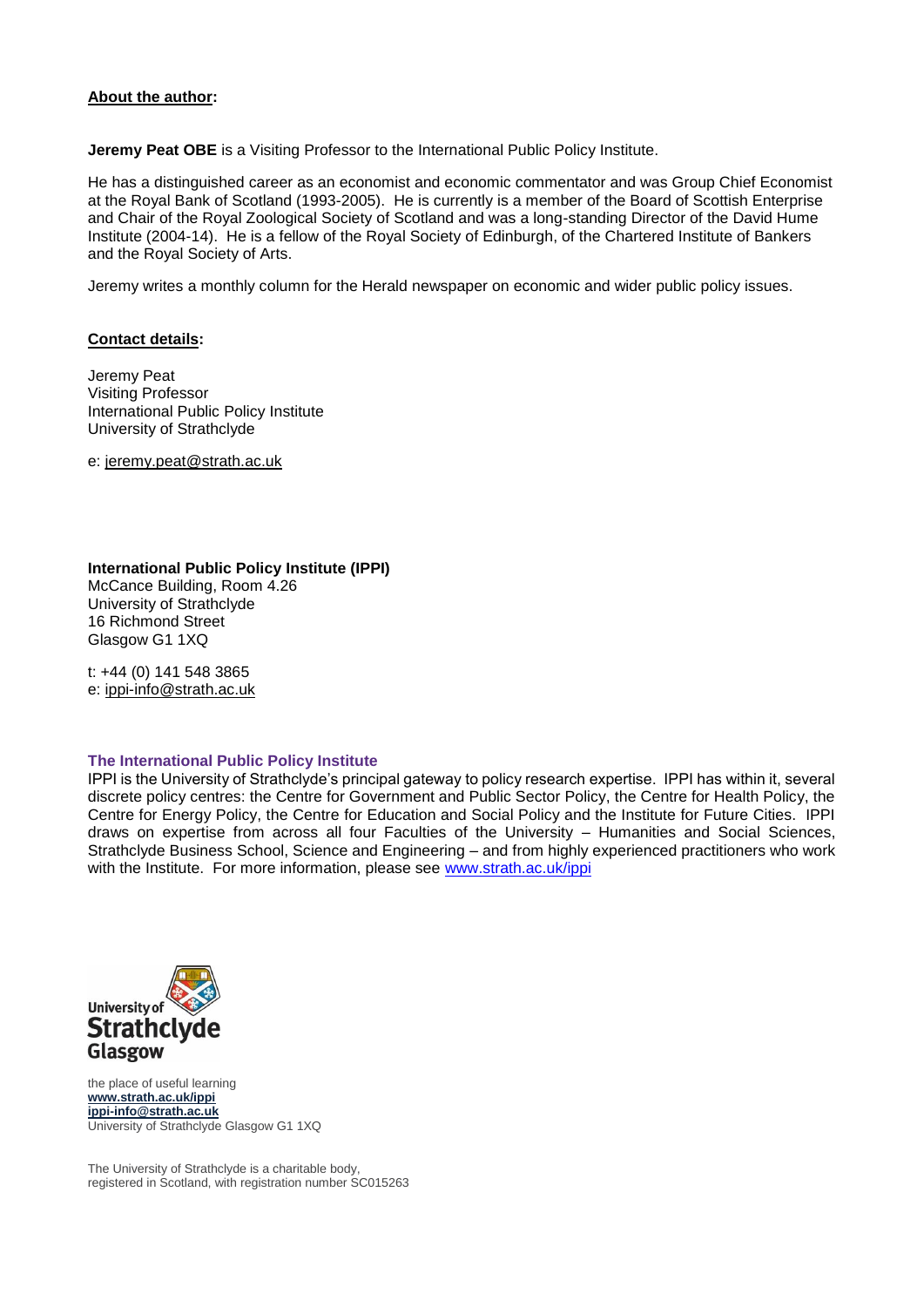**About the author:**

**Jeremy Peat OBE** is a Visiting Professor to the International Public Policy Institute.

He has a distinguished career as an economist and economic commentator and was Group Chief Economist at the Royal Bank of Scotland (1993-2005). He is currently is a member of the Board of Scottish Enterprise and Chair of the Royal Zoological Society of Scotland and was a long-standing Director of the David Hume Institute (2004-14). He is a fellow of the Royal Society of Edinburgh, of the Chartered Institute of Bankers and the Royal Society of Arts.

Jeremy writes a monthly column for the Herald newspaper on economic and wider public policy issues.

**Contact details:**

Jeremy Peat
Visiting Professor
International Public Policy Institute
University of Strathclyde

e: jeremy.peat@strath.ac.uk

**International Public Policy Institute (IPPI)**
McCance Building, Room 4.26
University of Strathclyde
16 Richmond Street
Glasgow G1 1XQ

t: +44 (0) 141 548 3865
e: ippi-info@strath.ac.uk

**The International Public Policy Institute**

IPPI is the University of Strathclyde's principal gateway to policy research expertise. IPPI has within it, several discrete policy centres: the Centre for Government and Public Sector Policy, the Centre for Health Policy, the Centre for Energy Policy, the Centre for Education and Social Policy and the Institute for Future Cities. IPPI draws on expertise from across all four Faculties of the University – Humanities and Social Sciences, Strathclyde Business School, Science and Engineering – and from highly experienced practitioners who work with the Institute. For more information, please see www.strath.ac.uk/ippi

University of Strathclyde Glasgow

the place of useful learning
**www.strath.ac.uk/ippi**
**ippi-info@strath.ac.uk**
University of Strathclyde Glasgow G1 1XQ

The University of Strathclyde is a charitable body,
registered in Scotland, with registration number SC015263